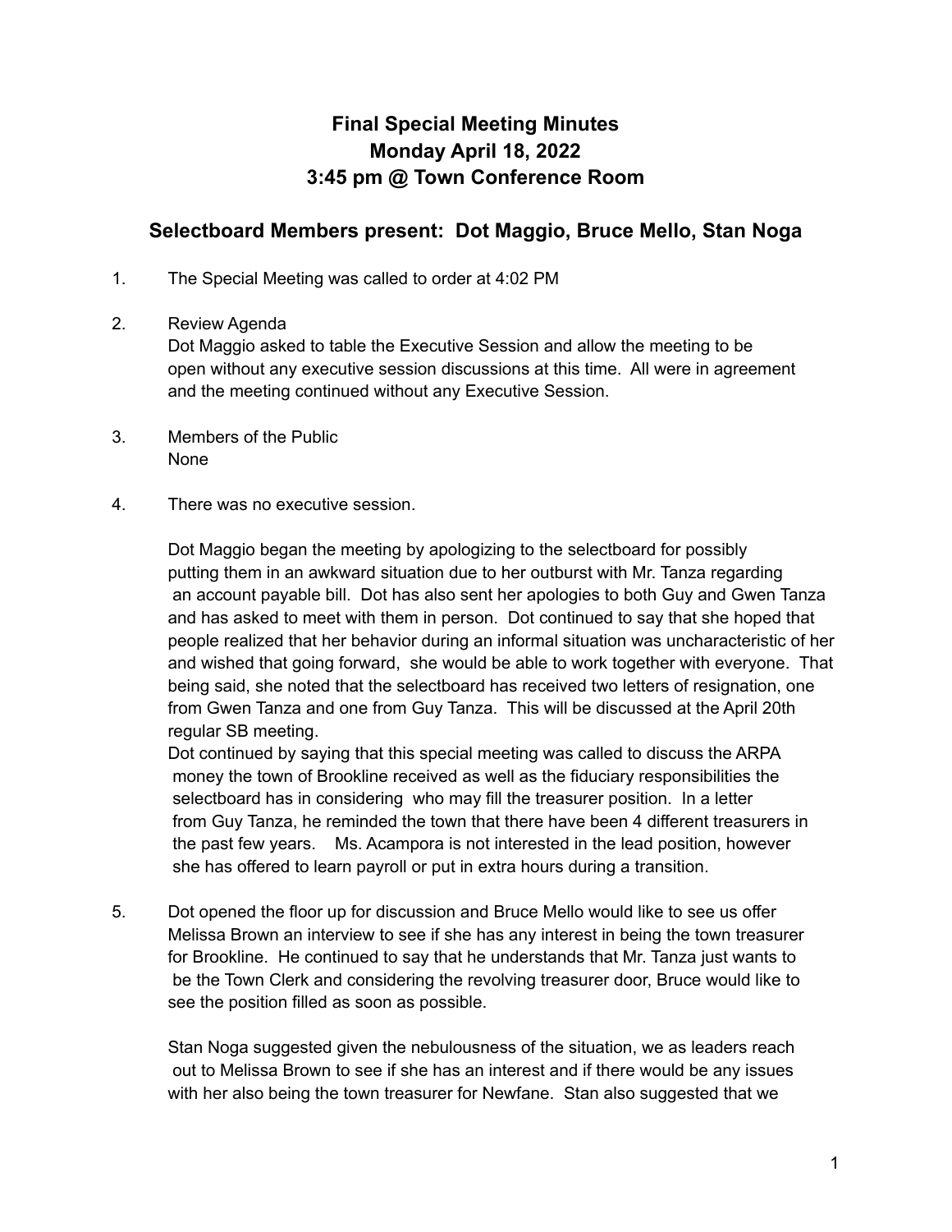# Final Special Meeting Minutes
# Monday April 18, 2022
# 3:45 pm @ Town Conference Room

## Selectboard Members present: Dot Maggio, Bruce Mello, Stan Noga

1. The Special Meeting was called to order at 4:02 PM

2. Review Agenda

   Dot Maggio asked to table the Executive Session and allow the meeting to be open without any executive session discussions at this time. All were in agreement and the meeting continued without any Executive Session.

3. Members of the Public

   None

4. There was no executive session.

   Dot Maggio began the meeting by apologizing to the selectboard for possibly putting them in an awkward situation due to her outburst with Mr. Tanza regarding an account payable bill. Dot has also sent her apologies to both Guy and Gwen Tanza and has asked to meet with them in person. Dot continued to say that she hoped that people realized that her behavior during an informal situation was uncharacteristic of her and wished that going forward, she would be able to work together with everyone. That being said, she noted that the selectboard has received two letters of resignation, one from Gwen Tanza and one from Guy Tanza. This will be discussed at the April 20th regular SB meeting.

   Dot continued by saying that this special meeting was called to discuss the ARPA money the town of Brookline received as well as the fiduciary responsibilities the selectboard has in considering who may fill the treasurer position. In a letter from Guy Tanza, he reminded the town that there have been 4 different treasurers in the past few years. Ms. Acampora is not interested in the lead position, however she has offered to learn payroll or put in extra hours during a transition.

5. Dot opened the floor up for discussion and Bruce Mello would like to see us offer Melissa Brown an interview to see if she has any interest in being the town treasurer for Brookline. He continued to say that he understands that Mr. Tanza just wants to be the Town Clerk and considering the revolving treasurer door, Bruce would like to see the position filled as soon as possible.

   Stan Noga suggested given the nebulousness of the situation, we as leaders reach out to Melissa Brown to see if she has an interest and if there would be any issues with her also being the town treasurer for Newfane. Stan also suggested that we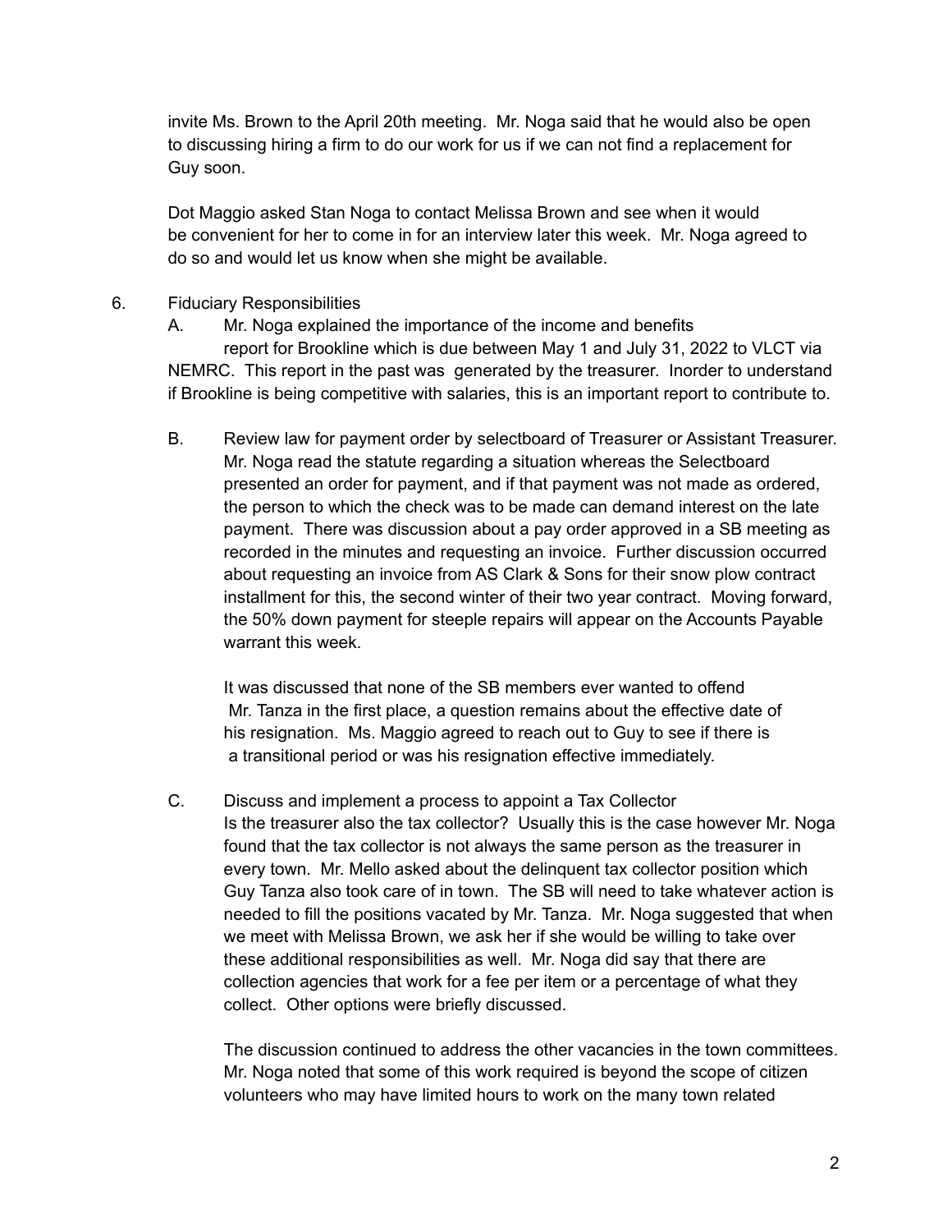invite Ms. Brown to the April 20th meeting. Mr. Noga said that he would also be open to discussing hiring a firm to do our work for us if we can not find a replacement for Guy soon.

Dot Maggio asked Stan Noga to contact Melissa Brown and see when it would be convenient for her to come in for an interview later this week. Mr. Noga agreed to do so and would let us know when she might be available.

6. Fiduciary Responsibilities

A. Mr. Noga explained the importance of the income and benefits report for Brookline which is due between May 1 and July 31, 2022 to VLCT via NEMRC. This report in the past was generated by the treasurer. Inorder to understand if Brookline is being competitive with salaries, this is an important report to contribute to.

B. Review law for payment order by selectboard of Treasurer or Assistant Treasurer. Mr. Noga read the statute regarding a situation whereas the Selectboard presented an order for payment, and if that payment was not made as ordered, the person to which the check was to be made can demand interest on the late payment. There was discussion about a pay order approved in a SB meeting as recorded in the minutes and requesting an invoice. Further discussion occurred about requesting an invoice from AS Clark & Sons for their snow plow contract installment for this, the second winter of their two year contract. Moving forward, the 50% down payment for steeple repairs will appear on the Accounts Payable warrant this week.

It was discussed that none of the SB members ever wanted to offend Mr. Tanza in the first place, a question remains about the effective date of his resignation. Ms. Maggio agreed to reach out to Guy to see if there is a transitional period or was his resignation effective immediately.

C. Discuss and implement a process to appoint a Tax Collector
Is the treasurer also the tax collector? Usually this is the case however Mr. Noga found that the tax collector is not always the same person as the treasurer in every town. Mr. Mello asked about the delinquent tax collector position which Guy Tanza also took care of in town. The SB will need to take whatever action is needed to fill the positions vacated by Mr. Tanza. Mr. Noga suggested that when we meet with Melissa Brown, we ask her if she would be willing to take over these additional responsibilities as well. Mr. Noga did say that there are collection agencies that work for a fee per item or a percentage of what they collect. Other options were briefly discussed.

The discussion continued to address the other vacancies in the town committees. Mr. Noga noted that some of this work required is beyond the scope of citizen volunteers who may have limited hours to work on the many town related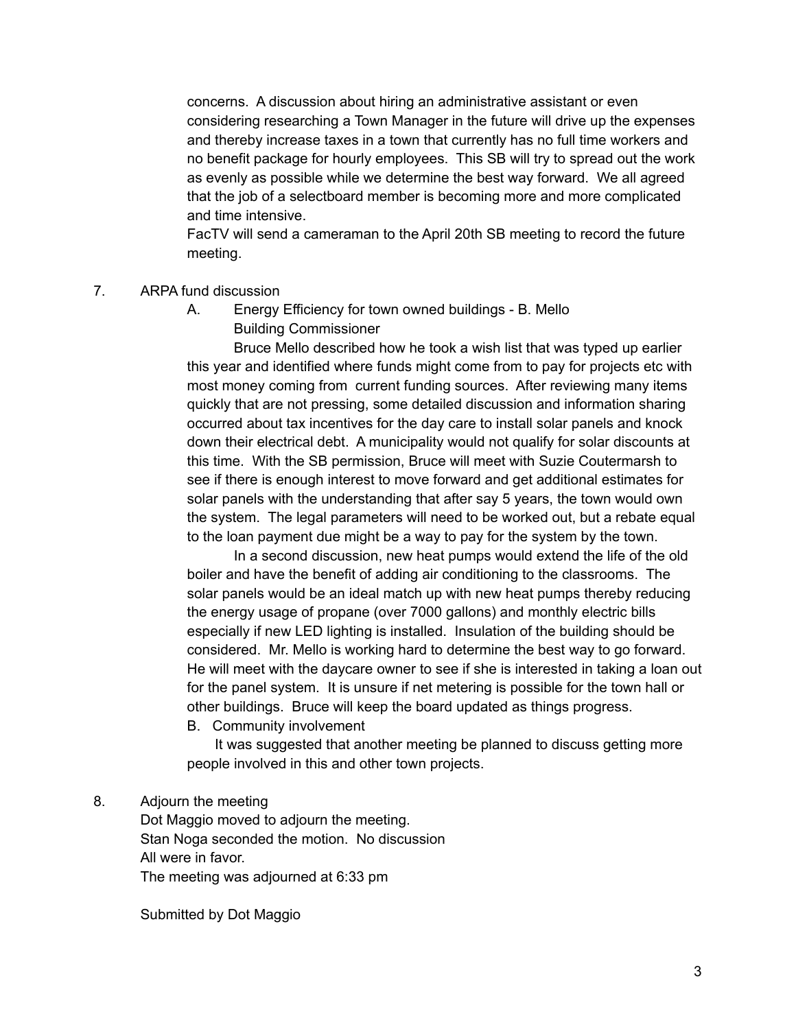concerns. A discussion about hiring an administrative assistant or even considering researching a Town Manager in the future will drive up the expenses and thereby increase taxes in a town that currently has no full time workers and no benefit package for hourly employees. This SB will try to spread out the work as evenly as possible while we determine the best way forward. We all agreed that the job of a selectboard member is becoming more and more complicated and time intensive.

FacTV will send a cameraman to the April 20th SB meeting to record the future meeting.

7. ARPA fund discussion

   A. Energy Efficiency for town owned buildings - B. Mello
      Building Commissioner

      Bruce Mello described how he took a wish list that was typed up earlier this year and identified where funds might come from to pay for projects etc with most money coming from current funding sources. After reviewing many items quickly that are not pressing, some detailed discussion and information sharing occurred about tax incentives for the day care to install solar panels and knock down their electrical debt. A municipality would not qualify for solar discounts at this time. With the SB permission, Bruce will meet with Suzie Coutermarsh to see if there is enough interest to move forward and get additional estimates for solar panels with the understanding that after say 5 years, the town would own the system. The legal parameters will need to be worked out, but a rebate equal to the loan payment due might be a way to pay for the system by the town.

      In a second discussion, new heat pumps would extend the life of the old boiler and have the benefit of adding air conditioning to the classrooms. The solar panels would be an ideal match up with new heat pumps thereby reducing the energy usage of propane (over 7000 gallons) and monthly electric bills especially if new LED lighting is installed. Insulation of the building should be considered. Mr. Mello is working hard to determine the best way to go forward. He will meet with the daycare owner to see if she is interested in taking a loan out for the panel system. It is unsure if net metering is possible for the town hall or other buildings. Bruce will keep the board updated as things progress.

   B. Community involvement

      It was suggested that another meeting be planned to discuss getting more people involved in this and other town projects.

8. Adjourn the meeting

   Dot Maggio moved to adjourn the meeting.
   Stan Noga seconded the motion. No discussion
   All were in favor.
   The meeting was adjourned at 6:33 pm

   Submitted by Dot Maggio